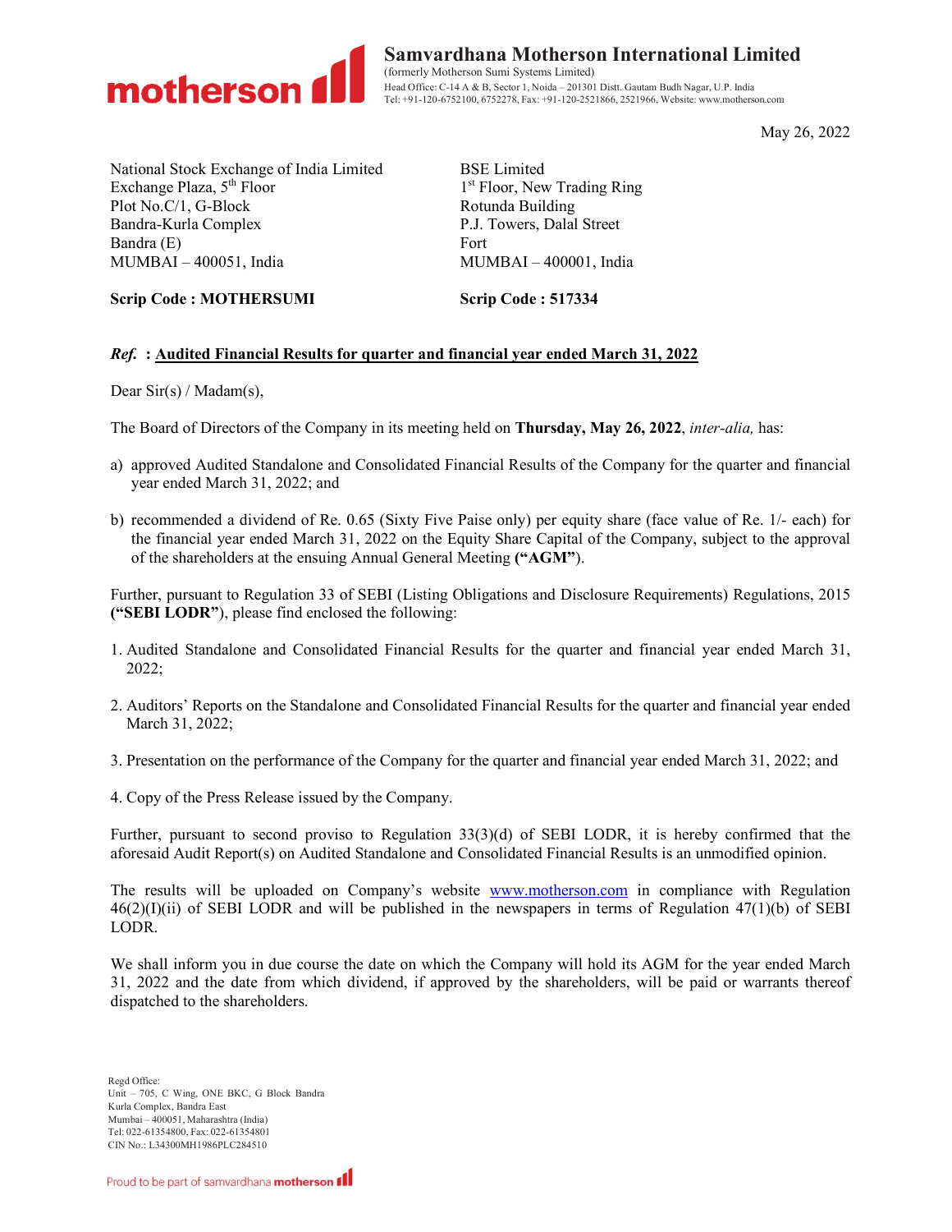**Samvardhana Motherson International Limited**
(formerly Motherson Sumi Systems Limited)
Head Office: C-14 A & B, Sector 1, Noida – 201301 Distt. Gautam Budh Nagar, U.P. India
Tel: +91-120-6752100, 6752278, Fax: +91-120-2521866, 2521966, Website: www.motherson.com

May 26, 2022

National Stock Exchange of India Limited
Exchange Plaza, 5th Floor
Plot No.C/1, G-Block
Bandra-Kurla Complex
Bandra (E)
MUMBAI – 400051, India

**Scrip Code : MOTHERSUMI**

BSE Limited
1st Floor, New Trading Ring
Rotunda Building
P.J. Towers, Dalal Street
Fort
MUMBAI – 400001, India

**Scrip Code : 517334**

***Ref.*** **: Audited Financial Results for quarter and financial year ended March 31, 2022**

Dear Sir(s) / Madam(s),

The Board of Directors of the Company in its meeting held on **Thursday, May 26, 2022**, *inter-alia,* has:

a) approved Audited Standalone and Consolidated Financial Results of the Company for the quarter and financial year ended March 31, 2022; and

b) recommended a dividend of Re. 0.65 (Sixty Five Paise only) per equity share (face value of Re. 1/- each) for the financial year ended March 31, 2022 on the Equity Share Capital of the Company, subject to the approval of the shareholders at the ensuing Annual General Meeting **("AGM")**.

Further, pursuant to Regulation 33 of SEBI (Listing Obligations and Disclosure Requirements) Regulations, 2015 **("SEBI LODR")**, please find enclosed the following:

1. Audited Standalone and Consolidated Financial Results for the quarter and financial year ended March 31, 2022;

2. Auditors' Reports on the Standalone and Consolidated Financial Results for the quarter and financial year ended March 31, 2022;

3. Presentation on the performance of the Company for the quarter and financial year ended March 31, 2022; and

4. Copy of the Press Release issued by the Company.

Further, pursuant to second proviso to Regulation 33(3)(d) of SEBI LODR, it is hereby confirmed that the aforesaid Audit Report(s) on Audited Standalone and Consolidated Financial Results is an unmodified opinion.

The results will be uploaded on Company's website www.motherson.com in compliance with Regulation 46(2)(I)(ii) of SEBI LODR and will be published in the newspapers in terms of Regulation 47(1)(b) of SEBI LODR.

We shall inform you in due course the date on which the Company will hold its AGM for the year ended March 31, 2022 and the date from which dividend, if approved by the shareholders, will be paid or warrants thereof dispatched to the shareholders.

Regd Office:
Unit – 705, C Wing, ONE BKC, G Block Bandra
Kurla Complex, Bandra East
Mumbai – 400051, Maharashtra (India)
Tel: 022-61354800, Fax: 022-61354801
CIN No.: L34300MH1986PLC284510

Proud to be part of samvardhana **motherson**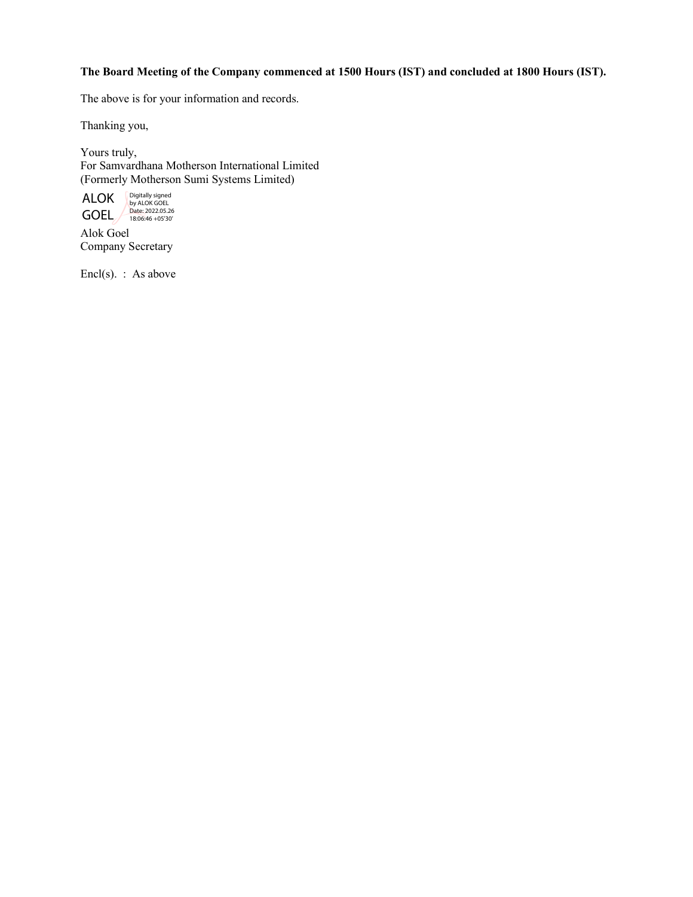**The Board Meeting of the Company commenced at 1500 Hours (IST) and concluded at 1800 Hours (IST).**

The above is for your information and records.

Thanking you,

Yours truly,
For Samvardhana Motherson International Limited
(Formerly Motherson Sumi Systems Limited)

ALOK GOEL Digitally signed by ALOK GOEL Date: 2022.05.26 18:06:46 +05'30'

Alok Goel
Company Secretary

Encl(s). : As above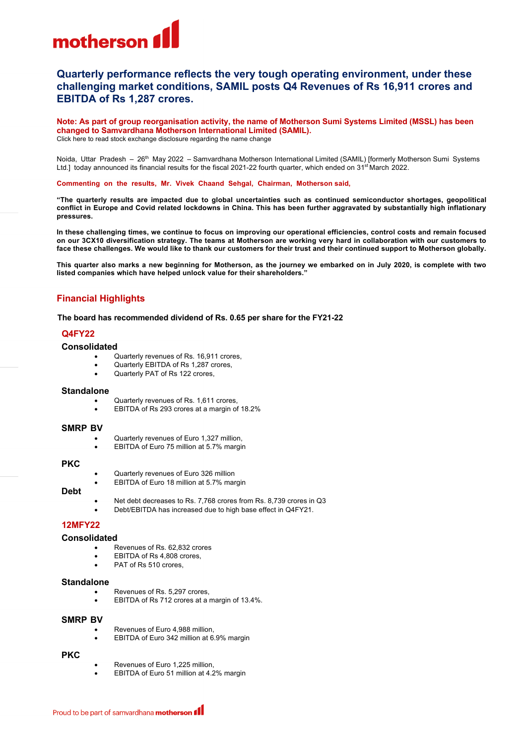# Quarterly performance reflects the very tough operating environment, under these challenging market conditions, SAMIL posts Q4 Revenues of Rs 16,911 crores and EBITDA of Rs 1,287 crores.

**Note: As part of group reorganisation activity, the name of Motherson Sumi Systems Limited (MSSL) has been changed to Samvardhana Motherson International Limited (SAMIL).**
Click here to read stock exchange disclosure regarding the name change

Noida, Uttar Pradesh – 26th May 2022 – Samvardhana Motherson International Limited (SAMIL) [formerly Motherson Sumi Systems Ltd.] today announced its financial results for the fiscal 2021-22 fourth quarter, which ended on 31st March 2022.

**Commenting on the results, Mr. Vivek Chaand Sehgal, Chairman, Motherson said,**

**"The quarterly results are impacted due to global uncertainties such as continued semiconductor shortages, geopolitical conflict in Europe and Covid related lockdowns in China. This has been further aggravated by substantially high inflationary pressures.**

**In these challenging times, we continue to focus on improving our operational efficiencies, control costs and remain focused on our 3CX10 diversification strategy. The teams at Motherson are working very hard in collaboration with our customers to face these challenges. We would like to thank our customers for their trust and their continued support to Motherson globally.**

**This quarter also marks a new beginning for Motherson, as the journey we embarked on in July 2020, is complete with two listed companies which have helped unlock value for their shareholders."**

## Financial Highlights

**The board has recommended dividend of Rs. 0.65 per share for the FY21-22**

### Q4FY22

#### Consolidated

- Quarterly revenues of Rs. 16,911 crores,
- Quarterly EBITDA of Rs 1,287 crores,
- Quarterly PAT of Rs 122 crores,

#### Standalone

- Quarterly revenues of Rs. 1,611 crores,
- EBITDA of Rs 293 crores at a margin of 18.2%

#### SMRP BV

- Quarterly revenues of Euro 1,327 million,
- EBITDA of Euro 75 million at 5.7% margin

#### PKC

- Quarterly revenues of Euro 326 million
- EBITDA of Euro 18 million at 5.7% margin

#### Debt

- Net debt decreases to Rs. 7,768 crores from Rs. 8,739 crores in Q3
- Debt/EBITDA has increased due to high base effect in Q4FY21.

### 12MFY22

#### Consolidated

- Revenues of Rs. 62,832 crores
- EBITDA of Rs 4,808 crores,
- PAT of Rs 510 crores,

#### Standalone

- Revenues of Rs. 5,297 crores,
- EBITDA of Rs 712 crores at a margin of 13.4%.

#### SMRP BV

- Revenues of Euro 4,988 million,
- EBITDA of Euro 342 million at 6.9% margin

#### PKC

- Revenues of Euro 1,225 million,
- EBITDA of Euro 51 million at 4.2% margin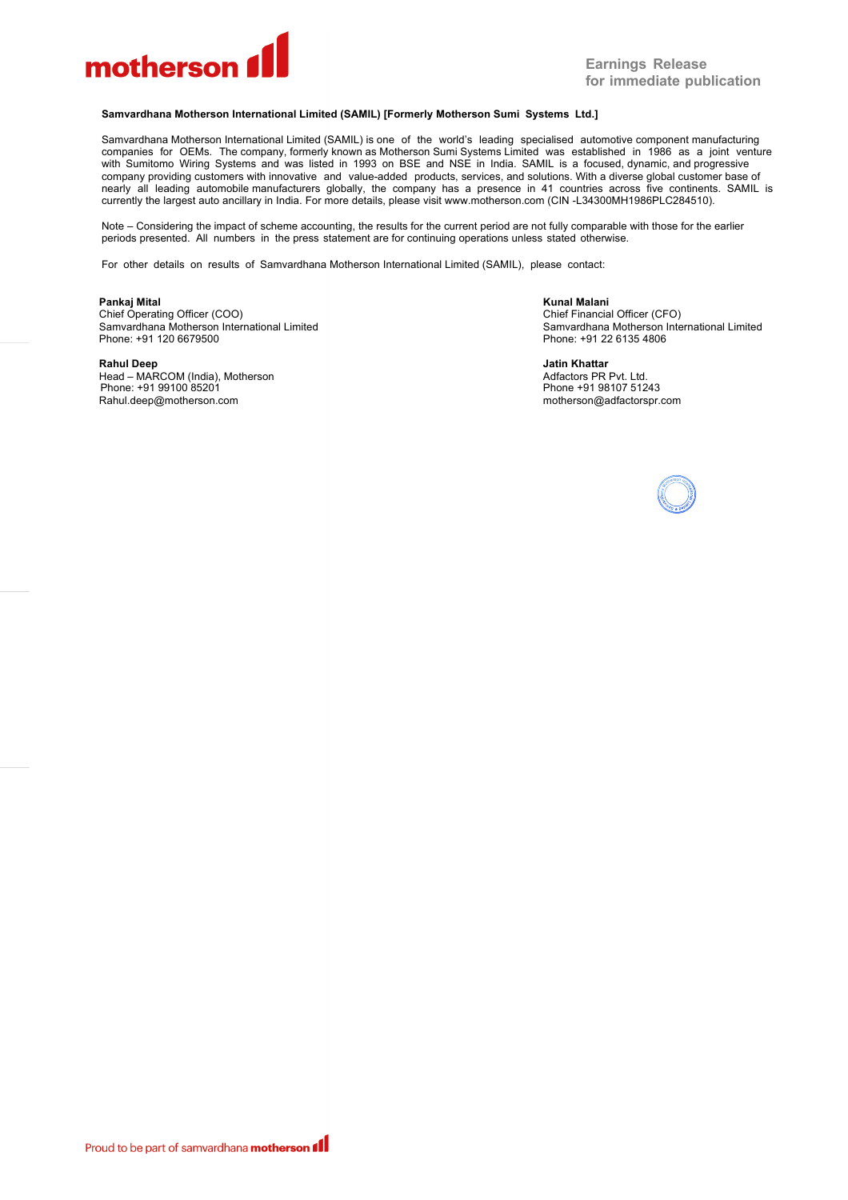**Samvardhana Motherson International Limited (SAMIL) [Formerly Motherson Sumi Systems Ltd.]**

Samvardhana Motherson International Limited (SAMIL) is one of the world's leading specialised automotive component manufacturing companies for OEMs. The company, formerly known as Motherson Sumi Systems Limited was established in 1986 as a joint venture with Sumitomo Wiring Systems and was listed in 1993 on BSE and NSE in India. SAMIL is a focused, dynamic, and progressive company providing customers with innovative and value-added products, services, and solutions. With a diverse global customer base of nearly all leading automobile manufacturers globally, the company has a presence in 41 countries across five continents. SAMIL is currently the largest auto ancillary in India. For more details, please visit www.motherson.com (CIN -L34300MH1986PLC284510).

Note – Considering the impact of scheme accounting, the results for the current period are not fully comparable with those for the earlier periods presented. All numbers in the press statement are for continuing operations unless stated otherwise.

For other details on results of Samvardhana Motherson International Limited (SAMIL), please contact:

**Pankaj Mital**
Chief Operating Officer (COO)
Samvardhana Motherson International Limited
Phone: +91 120 6679500

**Kunal Malani**
Chief Financial Officer (CFO)
Samvardhana Motherson International Limited
Phone: +91 22 6135 4806

**Rahul Deep**
Head – MARCOM (India), Motherson
Phone: +91 99100 85201
Rahul.deep@motherson.com

**Jatin Khattar**
Adfactors PR Pvt. Ltd.
Phone +91 98107 51243
motherson@adfactorspr.com